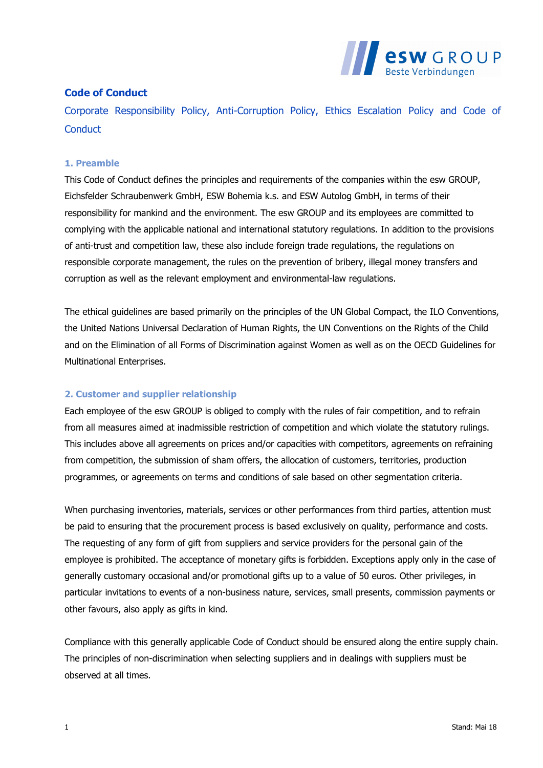## Code of Conduct

Corporate Responsibility Policy, Anti-Corruption Policy, Ethics Escalation Policy and Code of Conduct

### 1. Preamble

This Code of Conduct defines the principles and requirements of the companies within the esw GROUP, Eichsfelder Schraubenwerk GmbH, ESW Bohemia k.s. and ESW Autolog GmbH, in terms of their responsibility for mankind and the environment. The esw GROUP and its employees are committed to complying with the applicable national and international statutory regulations. In addition to the provisions of anti-trust and competition law, these also include foreign trade regulations, the regulations on responsible corporate management, the rules on the prevention of bribery, illegal money transfers and corruption as well as the relevant employment and environmental-law regulations.

The ethical guidelines are based primarily on the principles of the UN Global Compact, the ILO Conventions, the United Nations Universal Declaration of Human Rights, the UN Conventions on the Rights of the Child and on the Elimination of all Forms of Discrimination against Women as well as on the OECD Guidelines for Multinational Enterprises.

### 2. Customer and supplier relationship

Each employee of the esw GROUP is obliged to comply with the rules of fair competition, and to refrain from all measures aimed at inadmissible restriction of competition and which violate the statutory rulings. This includes above all agreements on prices and/or capacities with competitors, agreements on refraining from competition, the submission of sham offers, the allocation of customers, territories, production programmes, or agreements on terms and conditions of sale based on other segmentation criteria.

When purchasing inventories, materials, services or other performances from third parties, attention must be paid to ensuring that the procurement process is based exclusively on quality, performance and costs. The requesting of any form of gift from suppliers and service providers for the personal gain of the employee is prohibited. The acceptance of monetary gifts is forbidden. Exceptions apply only in the case of generally customary occasional and/or promotional gifts up to a value of 50 euros. Other privileges, in particular invitations to events of a non-business nature, services, small presents, commission payments or other favours, also apply as gifts in kind.

Compliance with this generally applicable Code of Conduct should be ensured along the entire supply chain. The principles of non-discrimination when selecting suppliers and in dealings with suppliers must be observed at all times.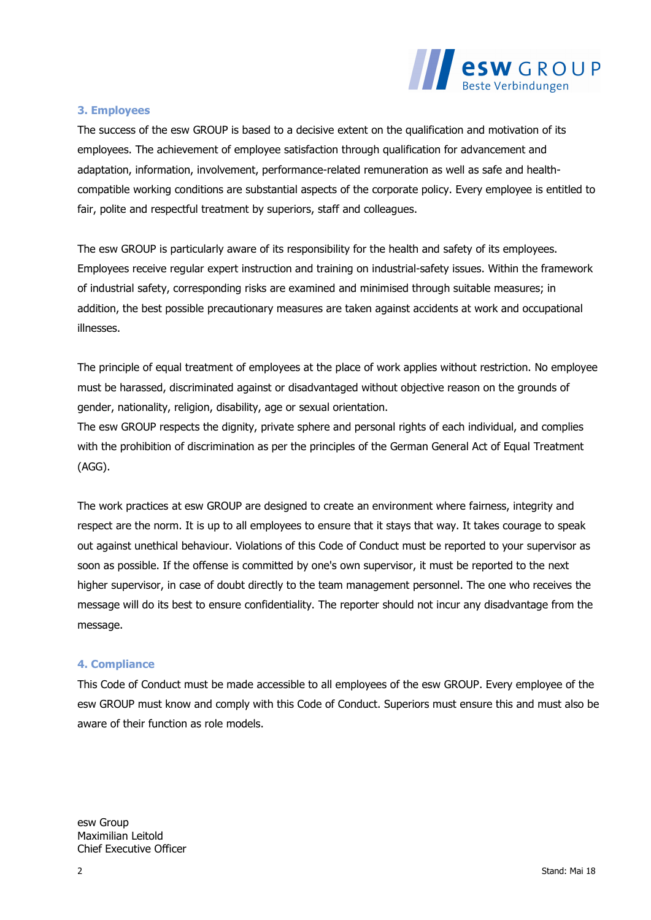### 3. Employees

The success of the esw GROUP is based to a decisive extent on the qualification and motivation of its employees. The achievement of employee satisfaction through qualification for advancement and adaptation, information, involvement, performance-related remuneration as well as safe and health-compatible working conditions are substantial aspects of the corporate policy. Every employee is entitled to fair, polite and respectful treatment by superiors, staff and colleagues.

The esw GROUP is particularly aware of its responsibility for the health and safety of its employees. Employees receive regular expert instruction and training on industrial-safety issues. Within the framework of industrial safety, corresponding risks are examined and minimised through suitable measures; in addition, the best possible precautionary measures are taken against accidents at work and occupational illnesses.

The principle of equal treatment of employees at the place of work applies without restriction. No employee must be harassed, discriminated against or disadvantaged without objective reason on the grounds of gender, nationality, religion, disability, age or sexual orientation.
The esw GROUP respects the dignity, private sphere and personal rights of each individual, and complies with the prohibition of discrimination as per the principles of the German General Act of Equal Treatment (AGG).

The work practices at esw GROUP are designed to create an environment where fairness, integrity and respect are the norm. It is up to all employees to ensure that it stays that way. It takes courage to speak out against unethical behaviour. Violations of this Code of Conduct must be reported to your supervisor as soon as possible. If the offense is committed by one's own supervisor, it must be reported to the next higher supervisor, in case of doubt directly to the team management personnel. The one who receives the message will do its best to ensure confidentiality. The reporter should not incur any disadvantage from the message.

### 4. Compliance

This Code of Conduct must be made accessible to all employees of the esw GROUP. Every employee of the esw GROUP must know and comply with this Code of Conduct. Superiors must ensure this and must also be aware of their function as role models.

esw Group
Maximilian Leitold
Chief Executive Officer

Stand: Mai 18